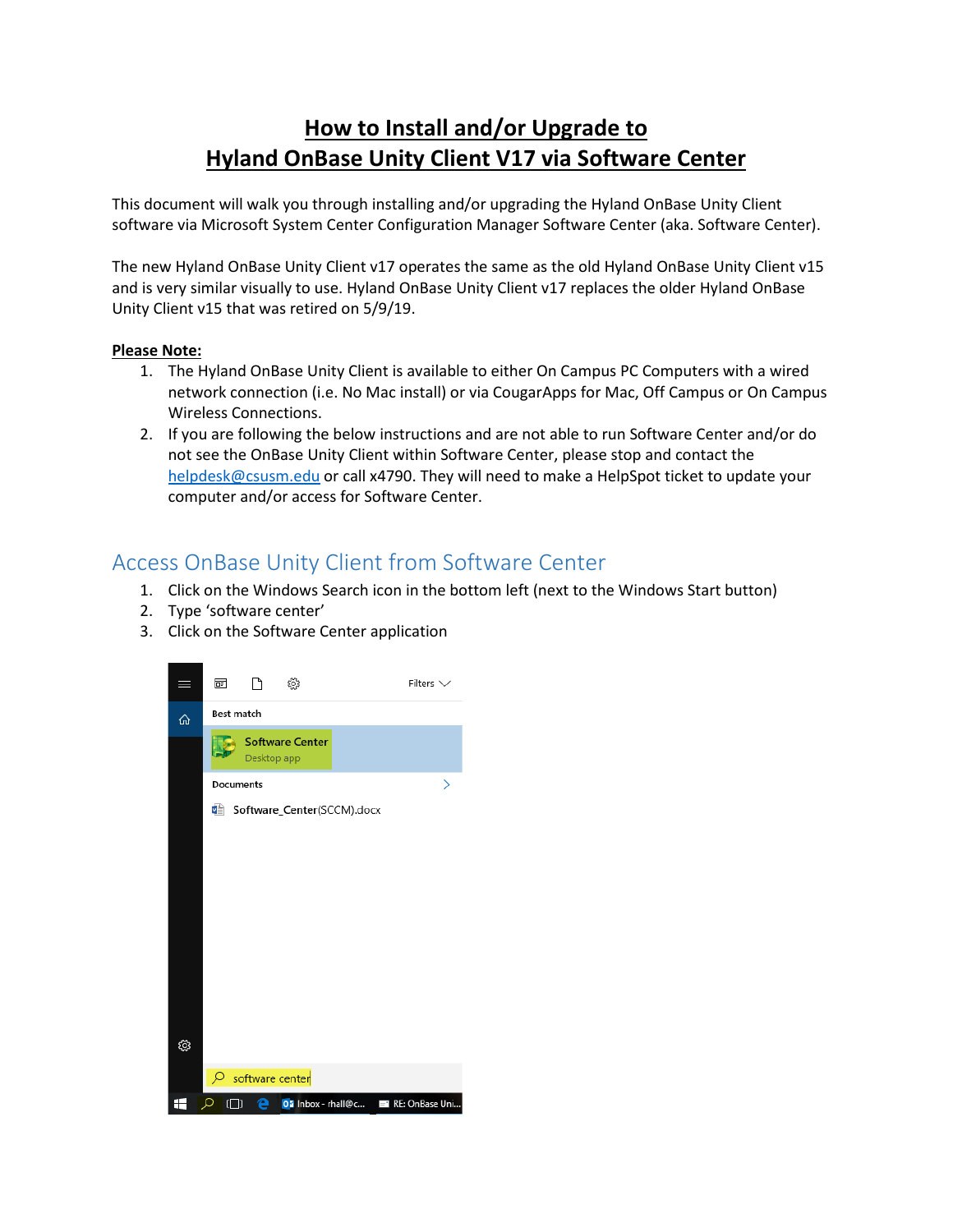# How to Install and/or Upgrade to Hyland OnBase Unity Client V17 via Software Center

This document will walk you through installing and/or upgrading the Hyland OnBase Unity Client software via Microsoft System Center Configuration Manager Software Center (aka. Software Center).

The new Hyland OnBase Unity Client v17 operates the same as the old Hyland OnBase Unity Client v15 and is very similar visually to use. Hyland OnBase Unity Client v17 replaces the older Hyland OnBase Unity Client v15 that was retired on 5/9/19.

**Please Note:**

1. The Hyland OnBase Unity Client is available to either On Campus PC Computers with a wired network connection (i.e. No Mac install) or via CougarApps for Mac, Off Campus or On Campus Wireless Connections.
2. If you are following the below instructions and are not able to run Software Center and/or do not see the OnBase Unity Client within Software Center, please stop and contact the helpdesk@csusm.edu or call x4790. They will need to make a HelpSpot ticket to update your computer and/or access for Software Center.

## Access OnBase Unity Client from Software Center

1. Click on the Windows Search icon in the bottom left (next to the Windows Start button)
2. Type 'software center'
3. Click on the Software Center application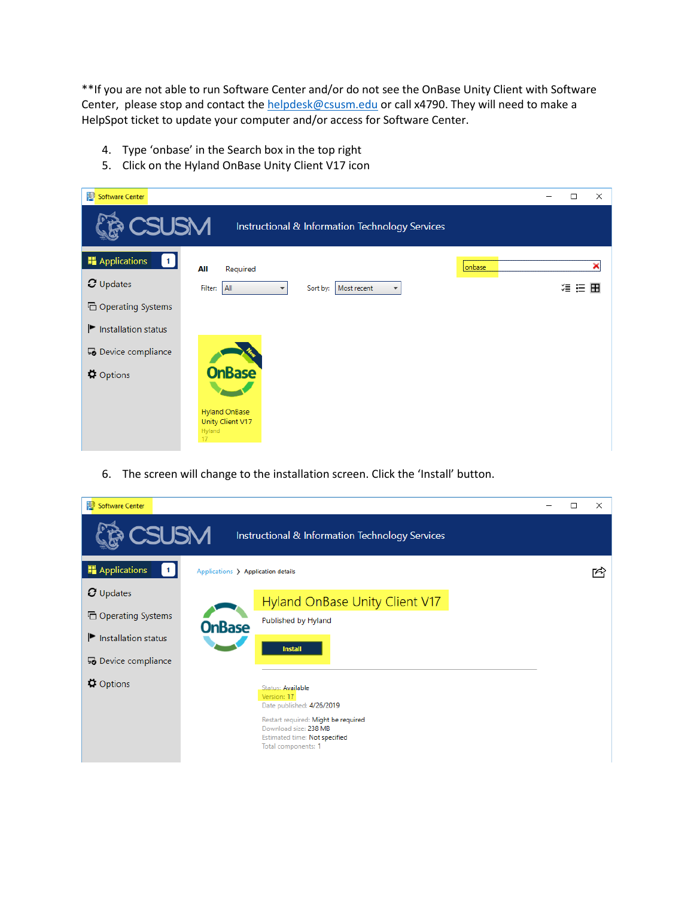**If you are not able to run Software Center and/or do not see the OnBase Unity Client with Software Center, please stop and contact the helpdesk@csusm.edu or call x4790. They will need to make a HelpSpot ticket to update your computer and/or access for Software Center.

4. Type ‘onbase’ in the Search box in the top right
5. Click on the Hyland OnBase Unity Client V17 icon

6. The screen will change to the installation screen. Click the ‘Install’ button.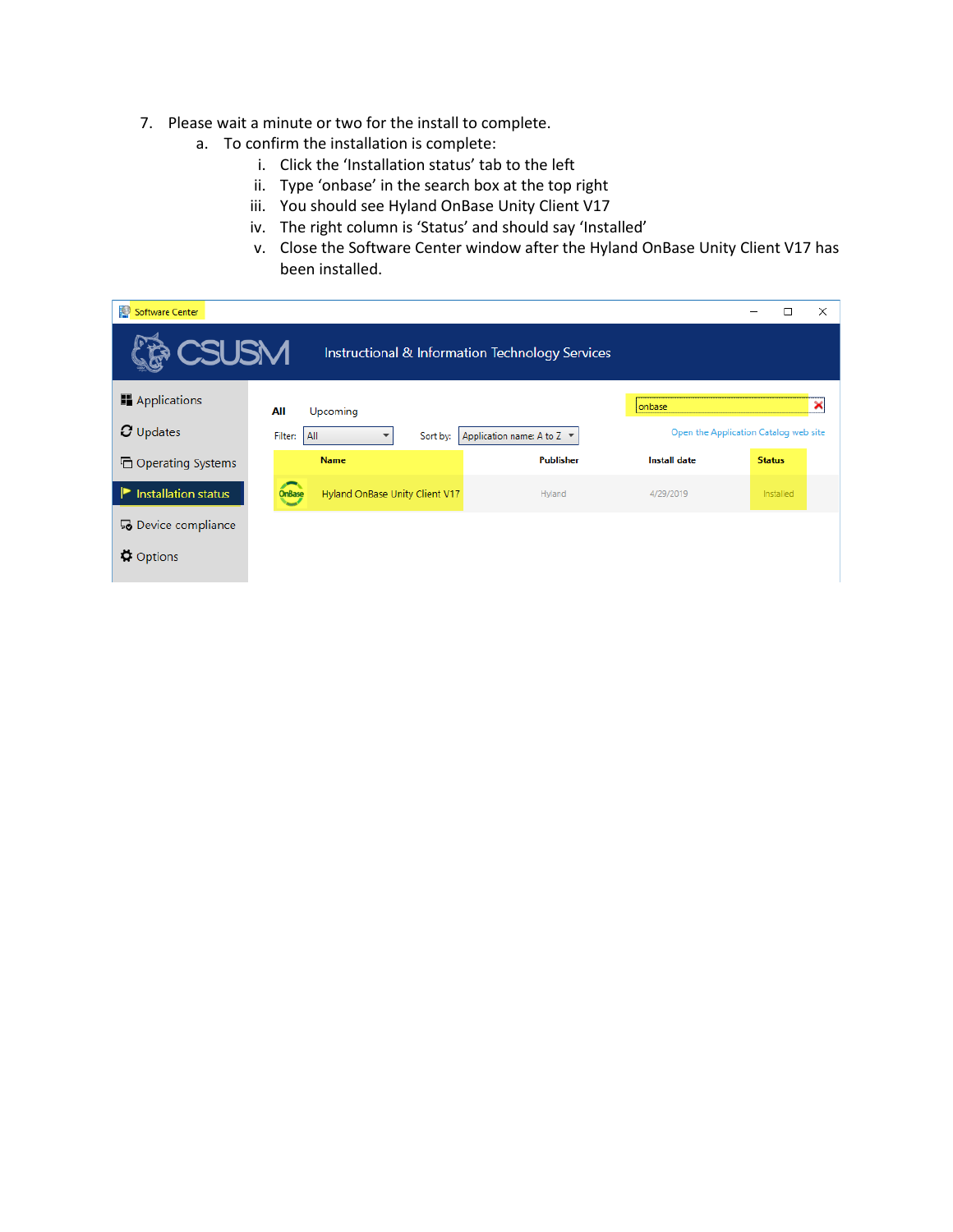7. Please wait a minute or two for the install to complete.
    a. To confirm the installation is complete:
        i. Click the 'Installation status' tab to the left
        ii. Type 'onbase' in the search box at the top right
        iii. You should see Hyland OnBase Unity Client V17
        iv. The right column is 'Status' and should say 'Installed'
        v. Close the Software Center window after the Hyland OnBase Unity Client V17 has been installed.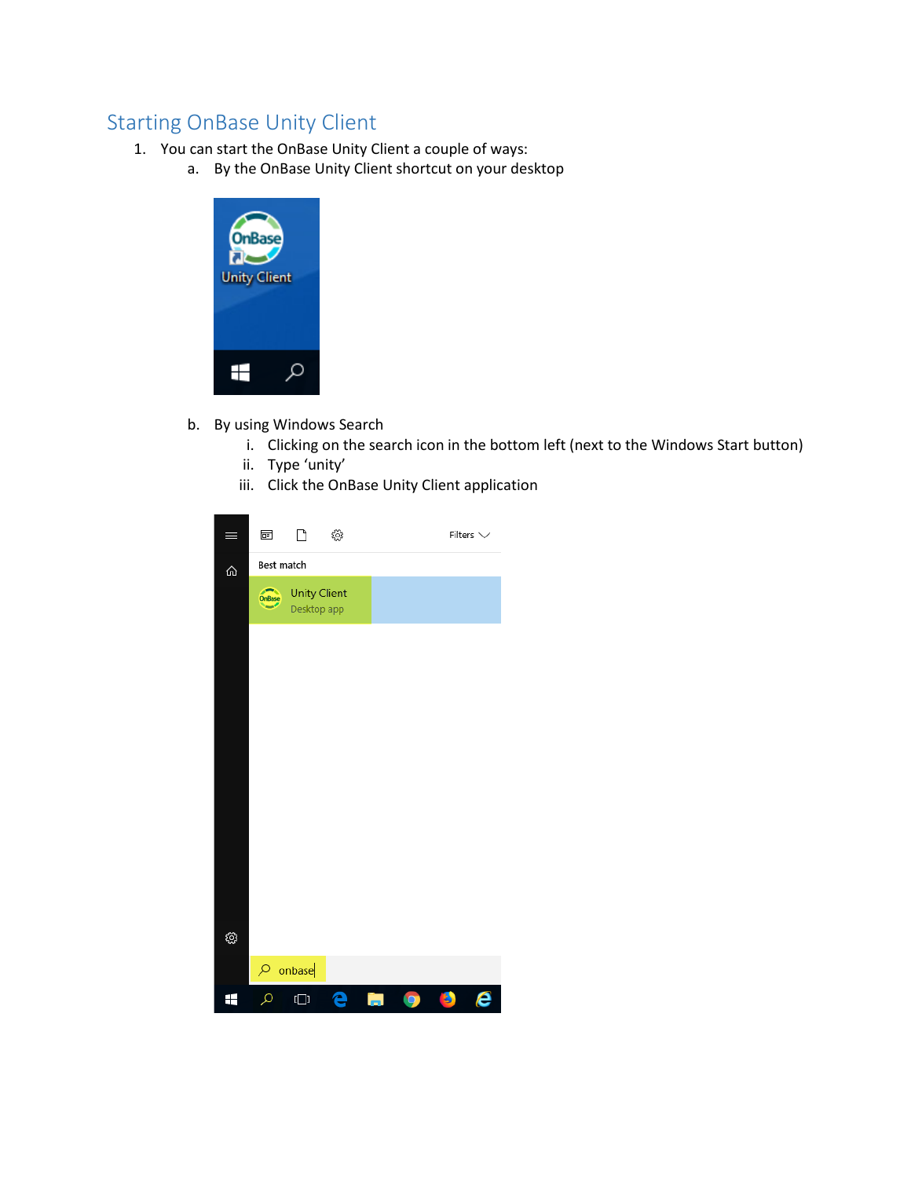## Starting OnBase Unity Client

1. You can start the OnBase Unity Client a couple of ways:
   a. By the OnBase Unity Client shortcut on your desktop

   b. By using Windows Search
      i. Clicking on the search icon in the bottom left (next to the Windows Start button)
      ii. Type 'unity'
      iii. Click the OnBase Unity Client application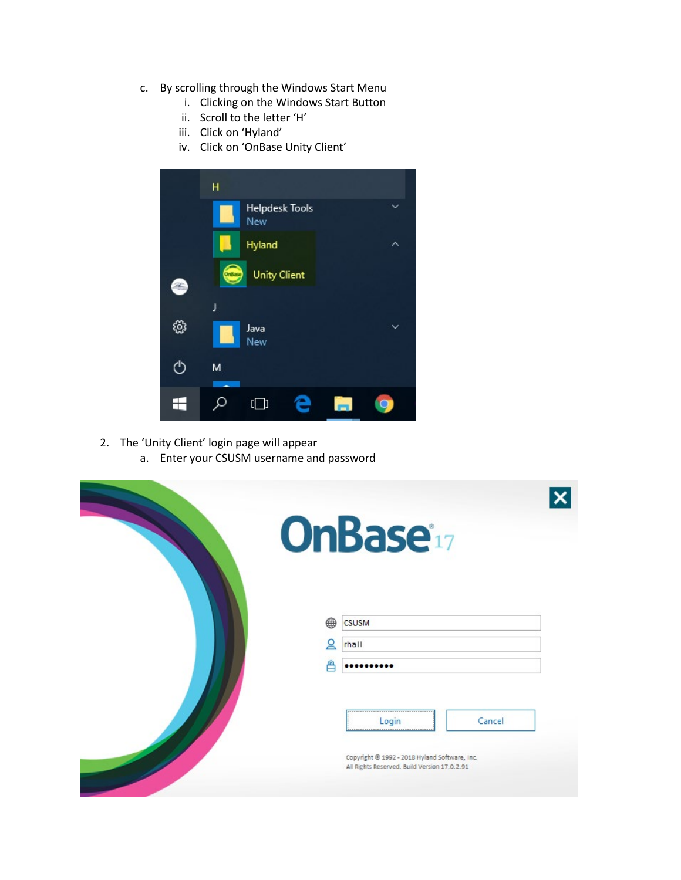c. By scrolling through the Windows Start Menu
    i. Clicking on the Windows Start Button
    ii. Scroll to the letter 'H'
    iii. Click on 'Hyland'
    iv. Click on 'OnBase Unity Client'

2. The 'Unity Client' login page will appear
    a. Enter your CSUSM username and password